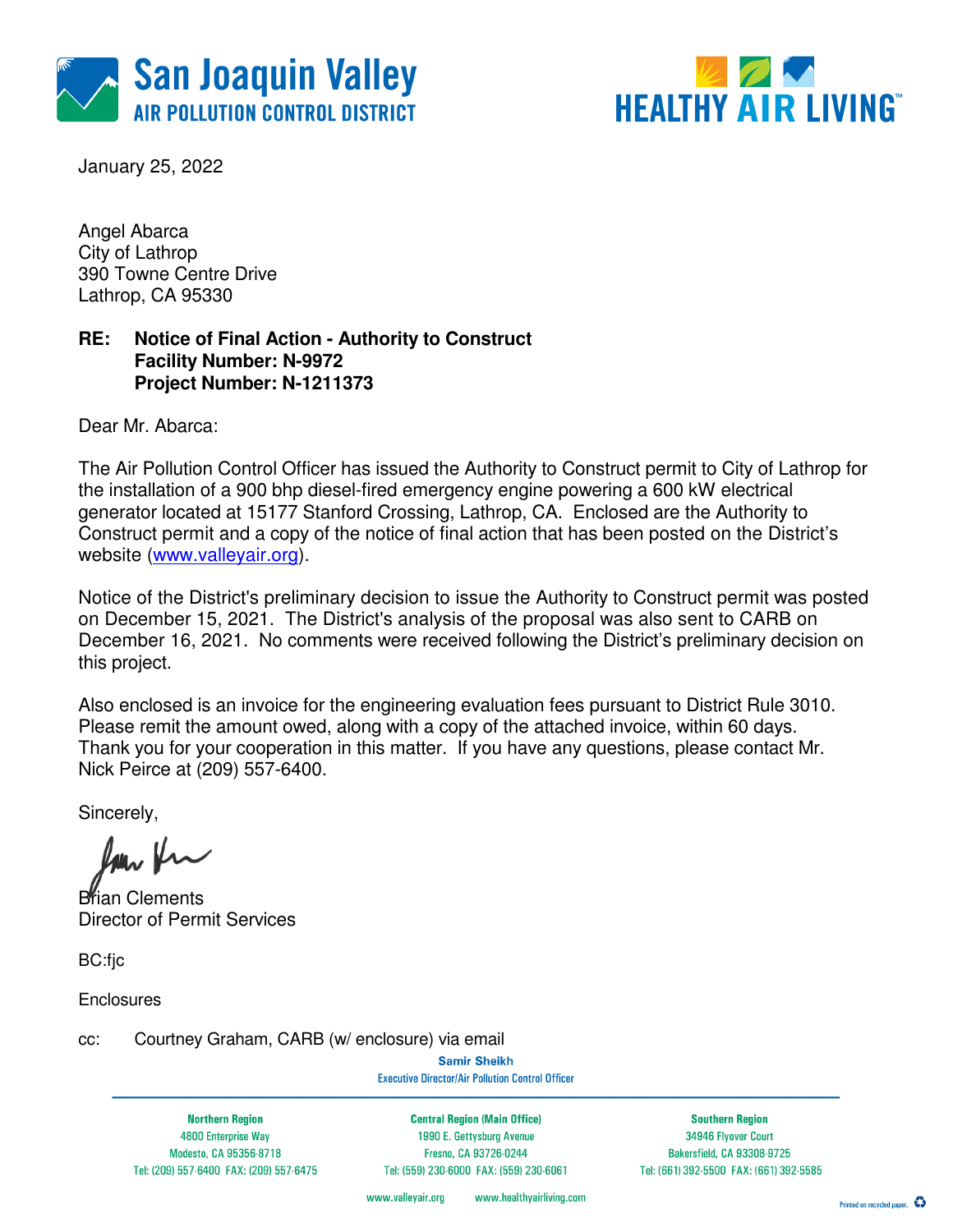San Joaquin Valley
AIR POLLUTION CONTROL DISTRICT

HEALTHY AIR LIVING™

January 25, 2022

Angel Abarca
City of Lathrop
390 Towne Centre Drive
Lathrop, CA 95330

**RE: Notice of Final Action - Authority to Construct**
**Facility Number: N-9972**
**Project Number: N-1211373**

Dear Mr. Abarca:

The Air Pollution Control Officer has issued the Authority to Construct permit to City of Lathrop for the installation of a 900 bhp diesel-fired emergency engine powering a 600 kW electrical generator located at 15177 Stanford Crossing, Lathrop, CA. Enclosed are the Authority to Construct permit and a copy of the notice of final action that has been posted on the District's website (www.valleyair.org).

Notice of the District's preliminary decision to issue the Authority to Construct permit was posted on December 15, 2021. The District's analysis of the proposal was also sent to CARB on December 16, 2021. No comments were received following the District's preliminary decision on this project.

Also enclosed is an invoice for the engineering evaluation fees pursuant to District Rule 3010. Please remit the amount owed, along with a copy of the attached invoice, within 60 days. Thank you for your cooperation in this matter. If you have any questions, please contact Mr. Nick Peirce at (209) 557-6400.

Sincerely,

Brian Clements
Director of Permit Services

BC:fjc

Enclosures

cc: Courtney Graham, CARB (w/ enclosure) via email

Samir Sheikh
Executive Director/Air Pollution Control Officer

| Northern Region | Central Region (Main Office) | Southern Region |
|---|---|---|
| 4800 Enterprise Way | 1990 E. Gettysburg Avenue | 34946 Flyover Court |
| Modesto, CA 95356-8718 | Fresno, CA 93726-0244 | Bakersfield, CA 93308-9725 |
| Tel: (209) 557-6400 FAX: (209) 557-6475 | Tel: (559) 230-6000 FAX: (559) 230-6061 | Tel: (661) 392-5500 FAX: (661) 392-5585 |

www.valleyair.org www.healthyairliving.com

Printed on recycled paper.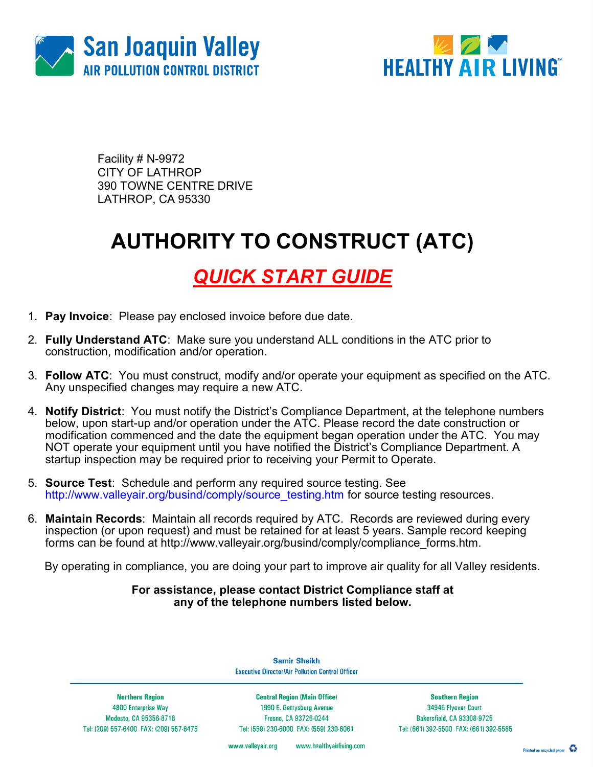San Joaquin Valley
AIR POLLUTION CONTROL DISTRICT

HEALTHY AIR LIVING™

Facility # N-9972
CITY OF LATHROP
390 TOWNE CENTRE DRIVE
LATHROP, CA 95330

# AUTHORITY TO CONSTRUCT (ATC)

## QUICK START GUIDE

1. **Pay Invoice**: Please pay enclosed invoice before due date.
2. **Fully Understand ATC**: Make sure you understand ALL conditions in the ATC prior to construction, modification and/or operation.
3. **Follow ATC**: You must construct, modify and/or operate your equipment as specified on the ATC. Any unspecified changes may require a new ATC.
4. **Notify District**: You must notify the District's Compliance Department, at the telephone numbers below, upon start-up and/or operation under the ATC. Please record the date construction or modification commenced and the date the equipment began operation under the ATC. You may NOT operate your equipment until you have notified the District's Compliance Department. A startup inspection may be required prior to receiving your Permit to Operate.
5. **Source Test**: Schedule and perform any required source testing. See http://www.valleyair.org/busind/comply/source_testing.htm for source testing resources.
6. **Maintain Records**: Maintain all records required by ATC. Records are reviewed during every inspection (or upon request) and must be retained for at least 5 years. Sample record keeping forms can be found at http://www.valleyair.org/busind/comply/compliance_forms.htm.

By operating in compliance, you are doing your part to improve air quality for all Valley residents.

**For assistance, please contact District Compliance staff at any of the telephone numbers listed below.**

Samir Sheikh
Executive Director/Air Pollution Control Officer

| Northern Region | Central Region (Main Office) | Southern Region |
|---|---|---|
| 4800 Enterprise Way | 1990 E. Gettysburg Avenue | 34946 Flyover Court |
| Modesto, CA 95356-8718 | Fresno, CA 93726-0244 | Bakersfield, CA 93308-9725 |
| Tel: (209) 557-6400 FAX: (209) 557-6475 | Tel: (559) 230-6000 FAX: (559) 230-6061 | Tel: (661) 392-5500 FAX: (661) 392-5585 |

www.valleyair.org www.healthyairliving.com

Printed on recycled paper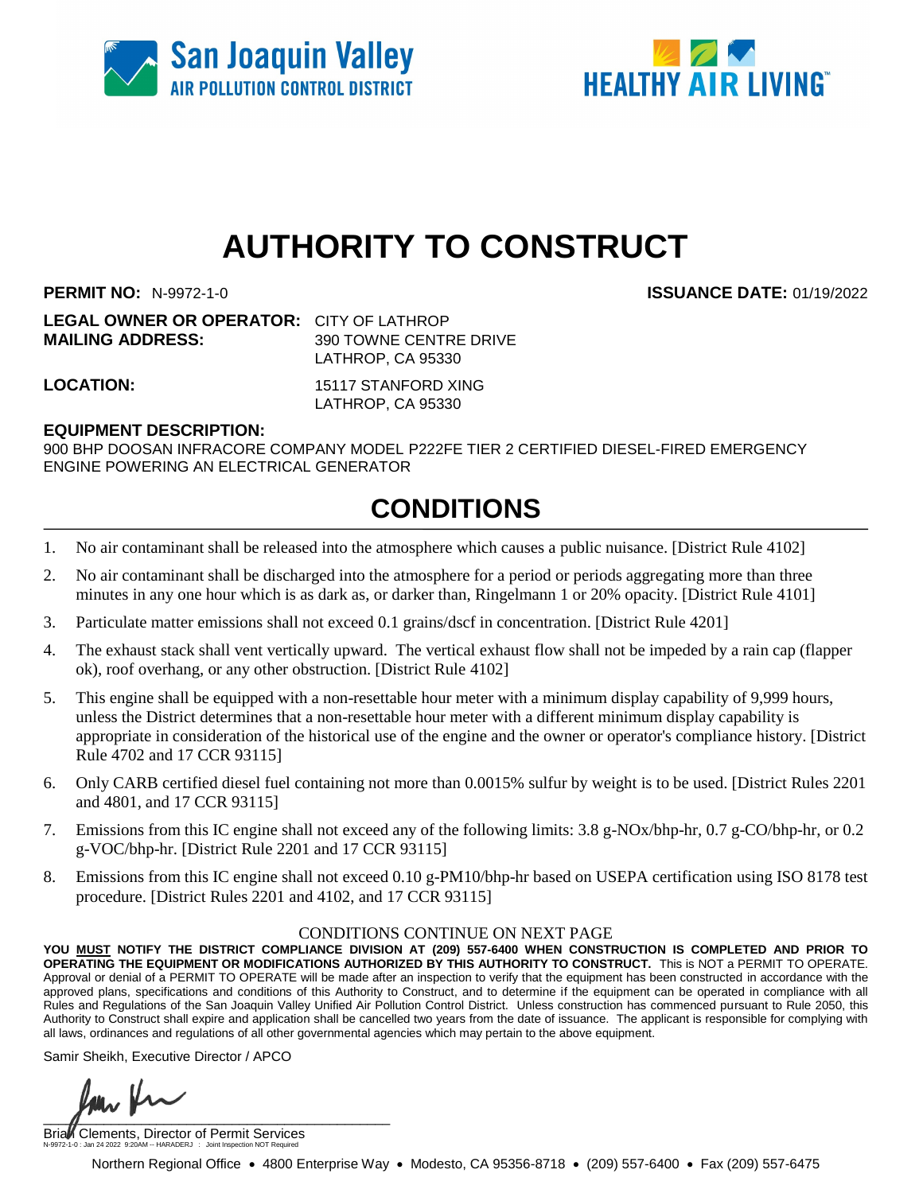# AUTHORITY TO CONSTRUCT

**PERMIT NO:** N-9972-1-0 **ISSUANCE DATE:** 01/19/2022

**LEGAL OWNER OR OPERATOR:** CITY OF LATHROP
**MAILING ADDRESS:** 390 TOWNE CENTRE DRIVE
LATHROP, CA 95330

**LOCATION:** 15117 STANFORD XING
LATHROP, CA 95330

**EQUIPMENT DESCRIPTION:**
900 BHP DOOSAN INFRACORE COMPANY MODEL P222FE TIER 2 CERTIFIED DIESEL-FIRED EMERGENCY ENGINE POWERING AN ELECTRICAL GENERATOR

## CONDITIONS

1. No air contaminant shall be released into the atmosphere which causes a public nuisance. [District Rule 4102]
2. No air contaminant shall be discharged into the atmosphere for a period or periods aggregating more than three minutes in any one hour which is as dark as, or darker than, Ringelmann 1 or 20% opacity. [District Rule 4101]
3. Particulate matter emissions shall not exceed 0.1 grains/dscf in concentration. [District Rule 4201]
4. The exhaust stack shall vent vertically upward. The vertical exhaust flow shall not be impeded by a rain cap (flapper ok), roof overhang, or any other obstruction. [District Rule 4102]
5. This engine shall be equipped with a non-resettable hour meter with a minimum display capability of 9,999 hours, unless the District determines that a non-resettable hour meter with a different minimum display capability is appropriate in consideration of the historical use of the engine and the owner or operator's compliance history. [District Rule 4702 and 17 CCR 93115]
6. Only CARB certified diesel fuel containing not more than 0.0015% sulfur by weight is to be used. [District Rules 2201 and 4801, and 17 CCR 93115]
7. Emissions from this IC engine shall not exceed any of the following limits: 3.8 g-NOx/bhp-hr, 0.7 g-CO/bhp-hr, or 0.2 g-VOC/bhp-hr. [District Rule 2201 and 17 CCR 93115]
8. Emissions from this IC engine shall not exceed 0.10 g-PM10/bhp-hr based on USEPA certification using ISO 8178 test procedure. [District Rules 2201 and 4102, and 17 CCR 93115]

CONDITIONS CONTINUE ON NEXT PAGE

**YOU MUST NOTIFY THE DISTRICT COMPLIANCE DIVISION AT (209) 557-6400 WHEN CONSTRUCTION IS COMPLETED AND PRIOR TO OPERATING THE EQUIPMENT OR MODIFICATIONS AUTHORIZED BY THIS AUTHORITY TO CONSTRUCT.** This is NOT a PERMIT TO OPERATE. Approval or denial of a PERMIT TO OPERATE will be made after an inspection to verify that the equipment has been constructed in accordance with the approved plans, specifications and conditions of this Authority to Construct, and to determine if the equipment can be operated in compliance with all Rules and Regulations of the San Joaquin Valley Unified Air Pollution Control District. Unless construction has commenced pursuant to Rule 2050, this Authority to Construct shall expire and application shall be cancelled two years from the date of issuance. The applicant is responsible for complying with all laws, ordinances and regulations of all other governmental agencies which may pertain to the above equipment.

Samir Sheikh, Executive Director / APCO

Brian Clements, Director of Permit Services

N-9972-1-0 : Jan 24 2022 9:20AM -- HARADERJ : Joint Inspection NOT Required

Northern Regional Office • 4800 Enterprise Way • Modesto, CA 95356-8718 • (209) 557-6400 • Fax (209) 557-6475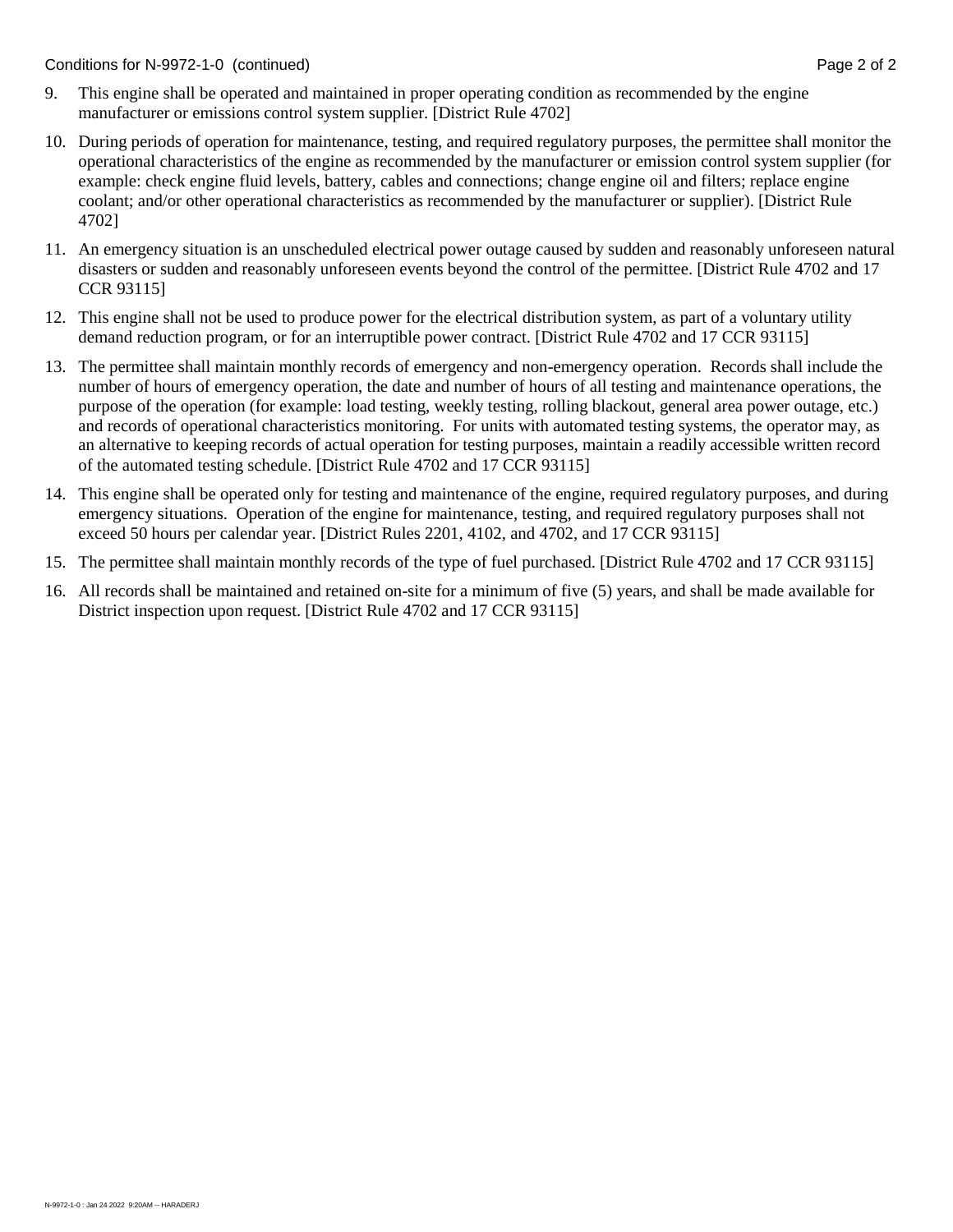9. This engine shall be operated and maintained in proper operating condition as recommended by the engine manufacturer or emissions control system supplier. [District Rule 4702]

10. During periods of operation for maintenance, testing, and required regulatory purposes, the permittee shall monitor the operational characteristics of the engine as recommended by the manufacturer or emission control system supplier (for example: check engine fluid levels, battery, cables and connections; change engine oil and filters; replace engine coolant; and/or other operational characteristics as recommended by the manufacturer or supplier). [District Rule 4702]

11. An emergency situation is an unscheduled electrical power outage caused by sudden and reasonably unforeseen natural disasters or sudden and reasonably unforeseen events beyond the control of the permittee. [District Rule 4702 and 17 CCR 93115]

12. This engine shall not be used to produce power for the electrical distribution system, as part of a voluntary utility demand reduction program, or for an interruptible power contract. [District Rule 4702 and 17 CCR 93115]

13. The permittee shall maintain monthly records of emergency and non-emergency operation. Records shall include the number of hours of emergency operation, the date and number of hours of all testing and maintenance operations, the purpose of the operation (for example: load testing, weekly testing, rolling blackout, general area power outage, etc.) and records of operational characteristics monitoring. For units with automated testing systems, the operator may, as an alternative to keeping records of actual operation for testing purposes, maintain a readily accessible written record of the automated testing schedule. [District Rule 4702 and 17 CCR 93115]

14. This engine shall be operated only for testing and maintenance of the engine, required regulatory purposes, and during emergency situations. Operation of the engine for maintenance, testing, and required regulatory purposes shall not exceed 50 hours per calendar year. [District Rules 2201, 4102, and 4702, and 17 CCR 93115]

15. The permittee shall maintain monthly records of the type of fuel purchased. [District Rule 4702 and 17 CCR 93115]

16. All records shall be maintained and retained on-site for a minimum of five (5) years, and shall be made available for District inspection upon request. [District Rule 4702 and 17 CCR 93115]